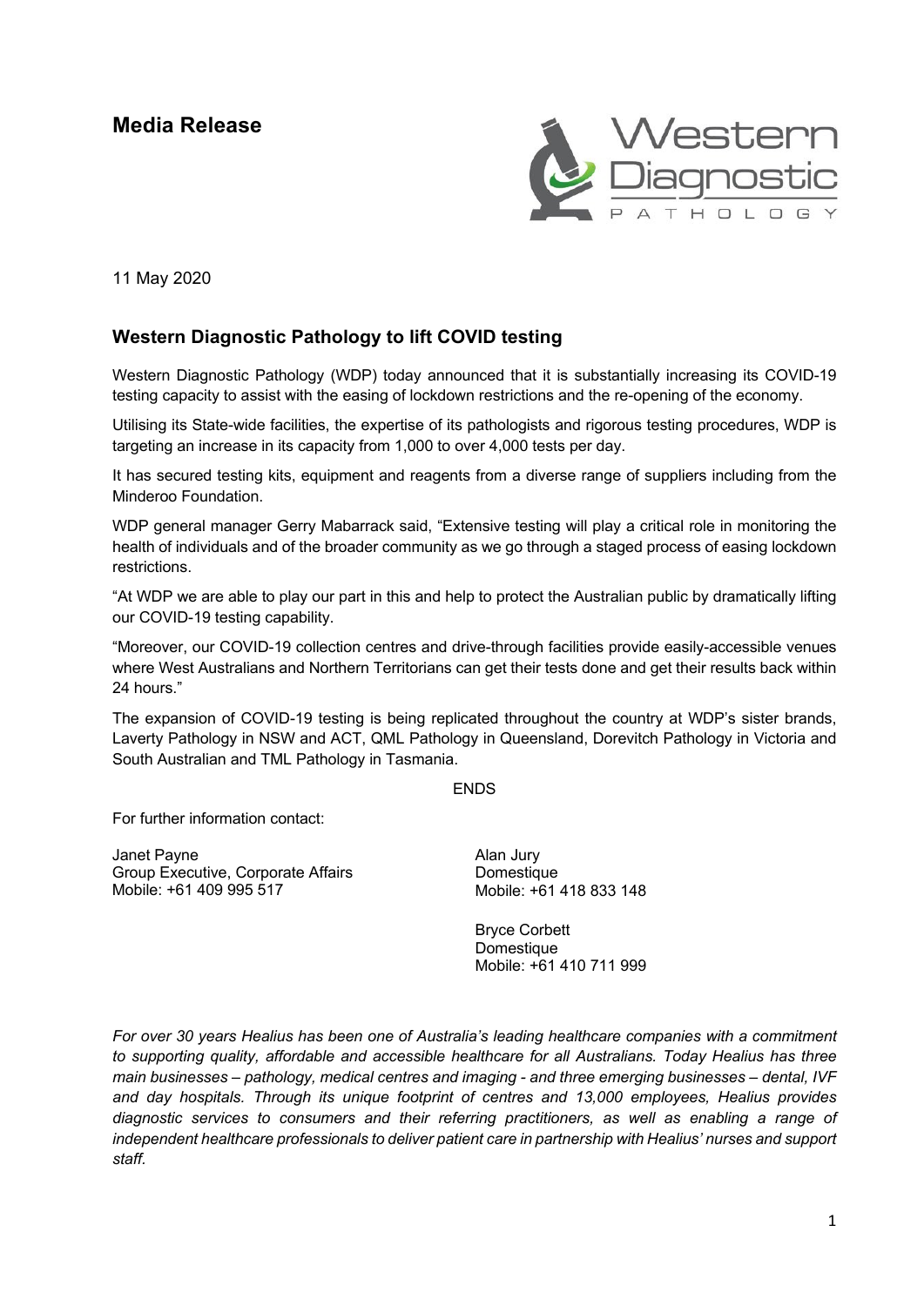# Media Release

11 May 2020

## Western Diagnostic Pathology to lift COVID testing

Western Diagnostic Pathology (WDP) today announced that it is substantially increasing its COVID-19 testing capacity to assist with the easing of lockdown restrictions and the re-opening of the economy.

Utilising its State-wide facilities, the expertise of its pathologists and rigorous testing procedures, WDP is targeting an increase in its capacity from 1,000 to over 4,000 tests per day.

It has secured testing kits, equipment and reagents from a diverse range of suppliers including from the Minderoo Foundation.

WDP general manager Gerry Mabarrack said, "Extensive testing will play a critical role in monitoring the health of individuals and of the broader community as we go through a staged process of easing lockdown restrictions.

"At WDP we are able to play our part in this and help to protect the Australian public by dramatically lifting our COVID-19 testing capability.

"Moreover, our COVID-19 collection centres and drive-through facilities provide easily-accessible venues where West Australians and Northern Territorians can get their tests done and get their results back within 24 hours."

The expansion of COVID-19 testing is being replicated throughout the country at WDP's sister brands, Laverty Pathology in NSW and ACT, QML Pathology in Queensland, Dorevitch Pathology in Victoria and South Australian and TML Pathology in Tasmania.

ENDS

For further information contact:

Janet Payne
Group Executive, Corporate Affairs
Mobile: +61 409 995 517

Alan Jury
Domestique
Mobile: +61 418 833 148

Bryce Corbett
Domestique
Mobile: +61 410 711 999

*For over 30 years Healius has been one of Australia's leading healthcare companies with a commitment to supporting quality, affordable and accessible healthcare for all Australians. Today Healius has three main businesses – pathology, medical centres and imaging - and three emerging businesses – dental, IVF and day hospitals. Through its unique footprint of centres and 13,000 employees, Healius provides diagnostic services to consumers and their referring practitioners, as well as enabling a range of independent healthcare professionals to deliver patient care in partnership with Healius' nurses and support staff.*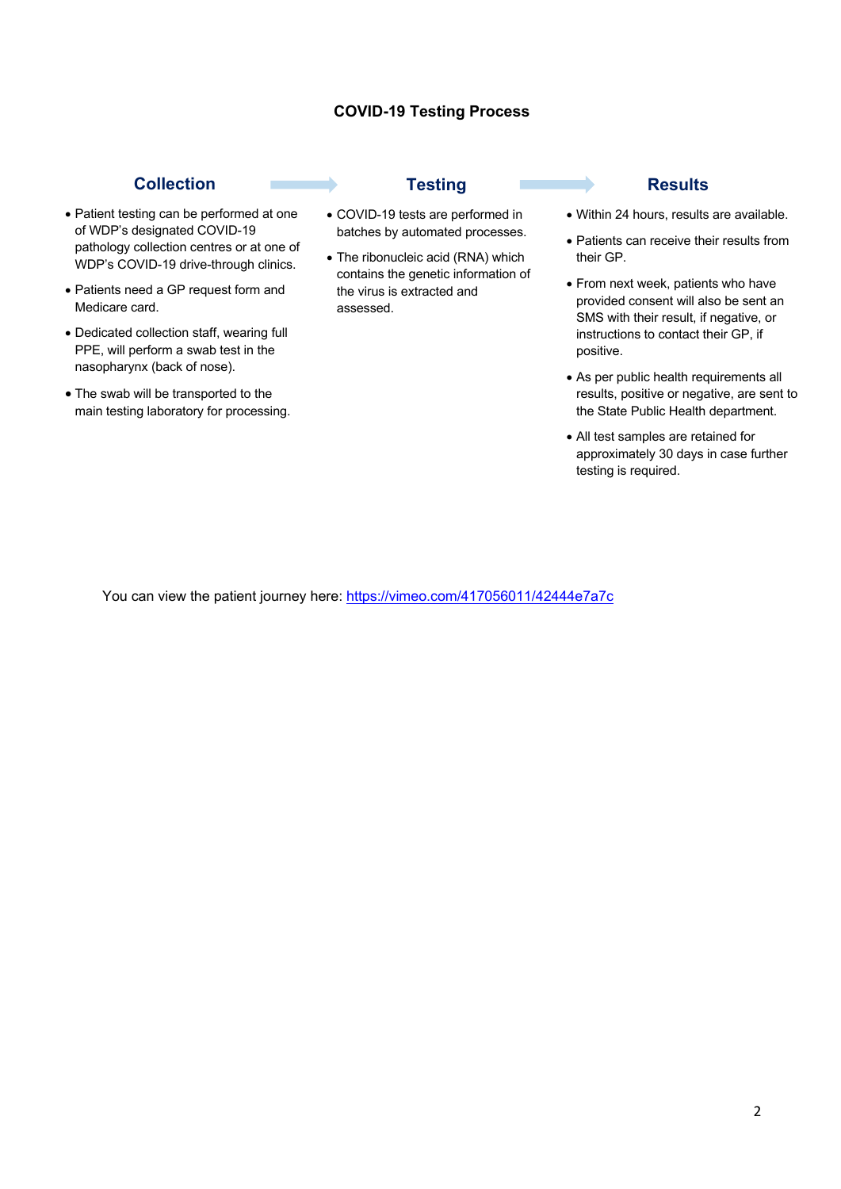# COVID-19 Testing Process

## Collection

- Patient testing can be performed at one of WDP's designated COVID-19 pathology collection centres or at one of WDP's COVID-19 drive-through clinics.
- Patients need a GP request form and Medicare card.
- Dedicated collection staff, wearing full PPE, will perform a swab test in the nasopharynx (back of nose).
- The swab will be transported to the main testing laboratory for processing.

## Testing

- COVID-19 tests are performed in batches by automated processes.
- The ribonucleic acid (RNA) which contains the genetic information of the virus is extracted and assessed.

## Results

- Within 24 hours, results are available.
- Patients can receive their results from their GP.
- From next week, patients who have provided consent will also be sent an SMS with their result, if negative, or instructions to contact their GP, if positive.
- As per public health requirements all results, positive or negative, are sent to the State Public Health department.
- All test samples are retained for approximately 30 days in case further testing is required.

You can view the patient journey here: [https://vimeo.com/417056011/42444e7a7c](https://vimeo.com/417056011/42444e7a7c)